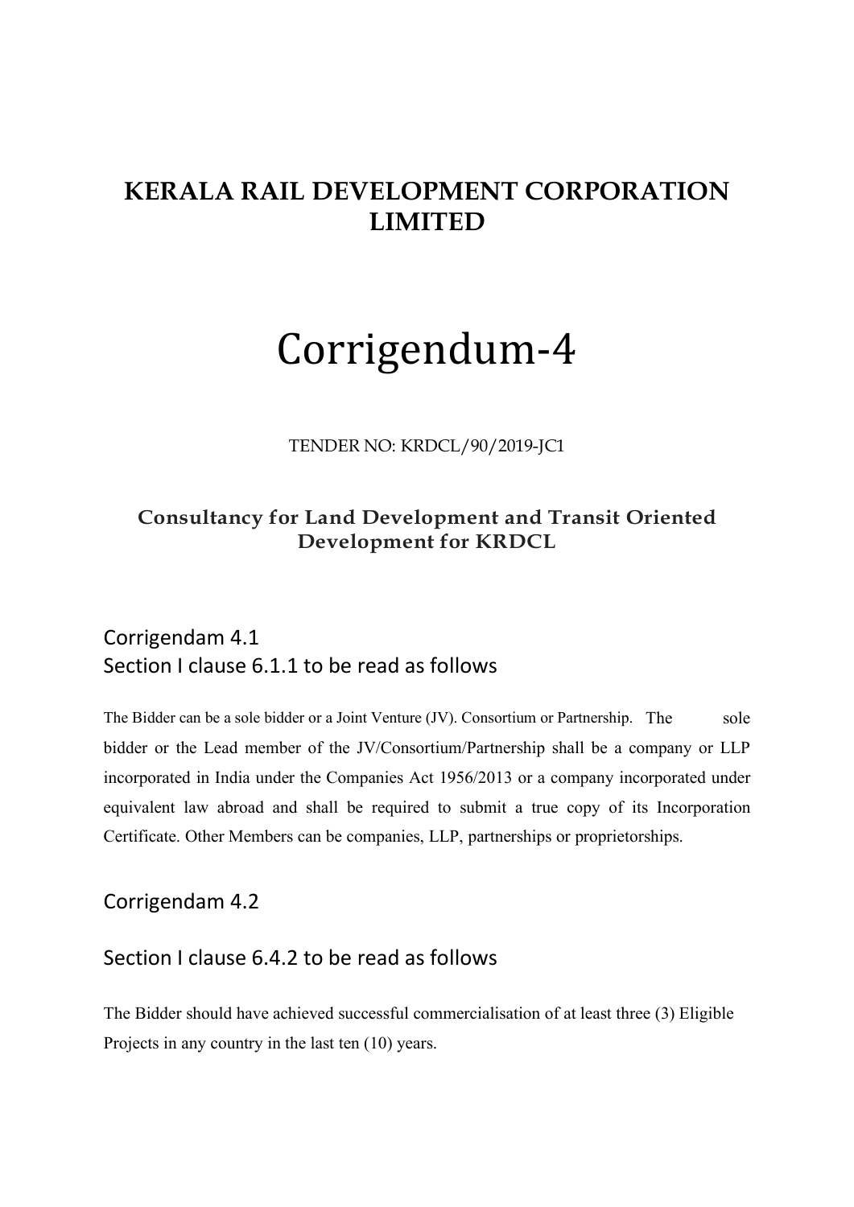# KERALA RAIL DEVELOPMENT CORPORATION LIMITED

# Corrigendum-4

TENDER NO: KRDCL/90/2019-JC1

**Consultancy for Land Development and Transit Oriented Development for KRDCL**

## Corrigendam 4.1
## Section I clause 6.1.1 to be read as follows

The Bidder can be a sole bidder or a Joint Venture (JV). Consortium or Partnership. The sole bidder or the Lead member of the JV/Consortium/Partnership shall be a company or LLP incorporated in India under the Companies Act 1956/2013 or a company incorporated under equivalent law abroad and shall be required to submit a true copy of its Incorporation Certificate. Other Members can be companies, LLP, partnerships or proprietorships.

## Corrigendam 4.2

## Section I clause 6.4.2 to be read as follows

The Bidder should have achieved successful commercialisation of at least three (3) Eligible Projects in any country in the last ten (10) years.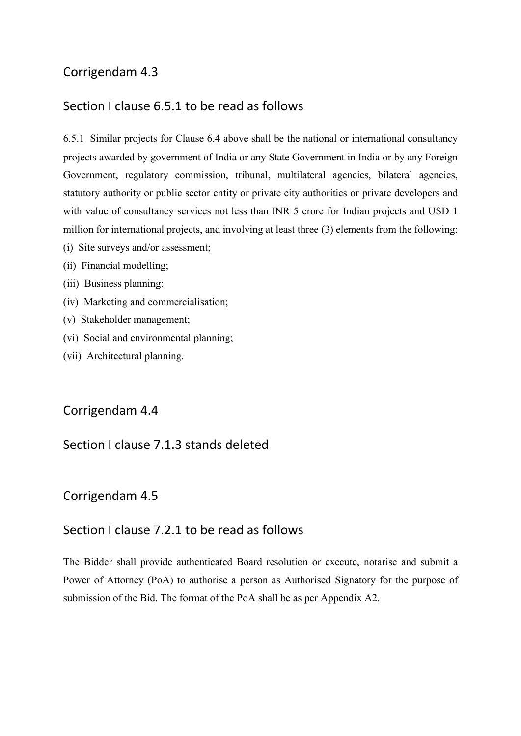## Corrigendam 4.3

## Section I clause 6.5.1 to be read as follows

6.5.1 Similar projects for Clause 6.4 above shall be the national or international consultancy projects awarded by government of India or any State Government in India or by any Foreign Government, regulatory commission, tribunal, multilateral agencies, bilateral agencies, statutory authority or public sector entity or private city authorities or private developers and with value of consultancy services not less than INR 5 crore for Indian projects and USD 1 million for international projects, and involving at least three (3) elements from the following:

(i) Site surveys and/or assessment;

(ii) Financial modelling;

(iii) Business planning;

(iv) Marketing and commercialisation;

(v) Stakeholder management;

(vi) Social and environmental planning;

(vii) Architectural planning.

## Corrigendam 4.4

## Section I clause 7.1.3 stands deleted

## Corrigendam 4.5

## Section I clause 7.2.1 to be read as follows

The Bidder shall provide authenticated Board resolution or execute, notarise and submit a Power of Attorney (PoA) to authorise a person as Authorised Signatory for the purpose of submission of the Bid. The format of the PoA shall be as per Appendix A2.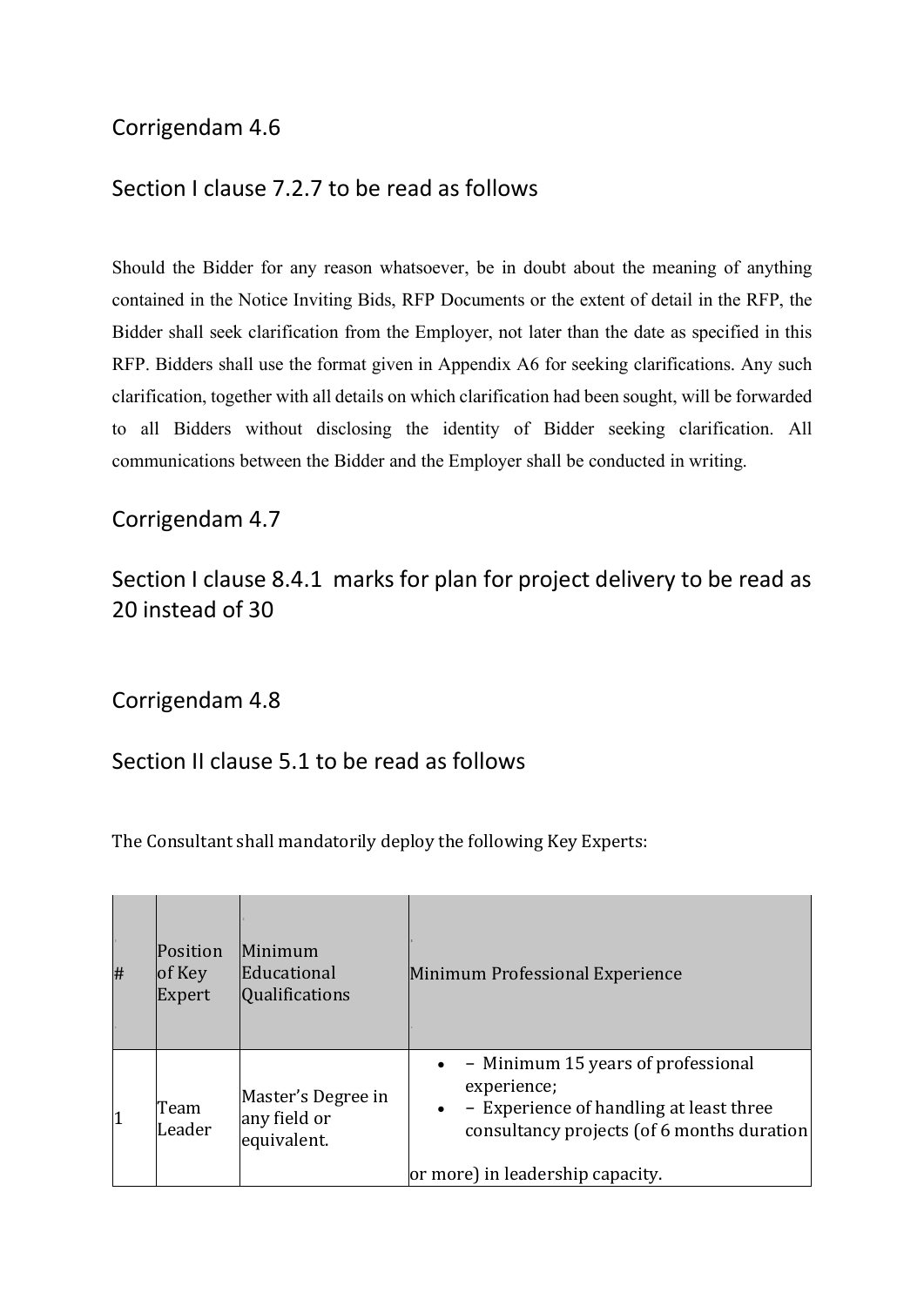## Corrigendam 4.6

## Section I clause 7.2.7 to be read as follows

Should the Bidder for any reason whatsoever, be in doubt about the meaning of anything contained in the Notice Inviting Bids, RFP Documents or the extent of detail in the RFP, the Bidder shall seek clarification from the Employer, not later than the date as specified in this RFP. Bidders shall use the format given in Appendix A6 for seeking clarifications. Any such clarification, together with all details on which clarification had been sought, will be forwarded to all Bidders without disclosing the identity of Bidder seeking clarification. All communications between the Bidder and the Employer shall be conducted in writing.

## Corrigendam 4.7

## Section I clause 8.4.1 marks for plan for project delivery to be read as 20 instead of 30

## Corrigendam 4.8

## Section II clause 5.1 to be read as follows

The Consultant shall mandatorily deploy the following Key Experts:

| # | Position of Key Expert | Minimum Educational Qualifications | Minimum Professional Experience |
|---|---|---|---|
| 1 | Team Leader | Master's Degree in any field or equivalent. | • – Minimum 15 years of professional experience;<br>• – Experience of handling at least three consultancy projects (of 6 months duration or more) in leadership capacity. |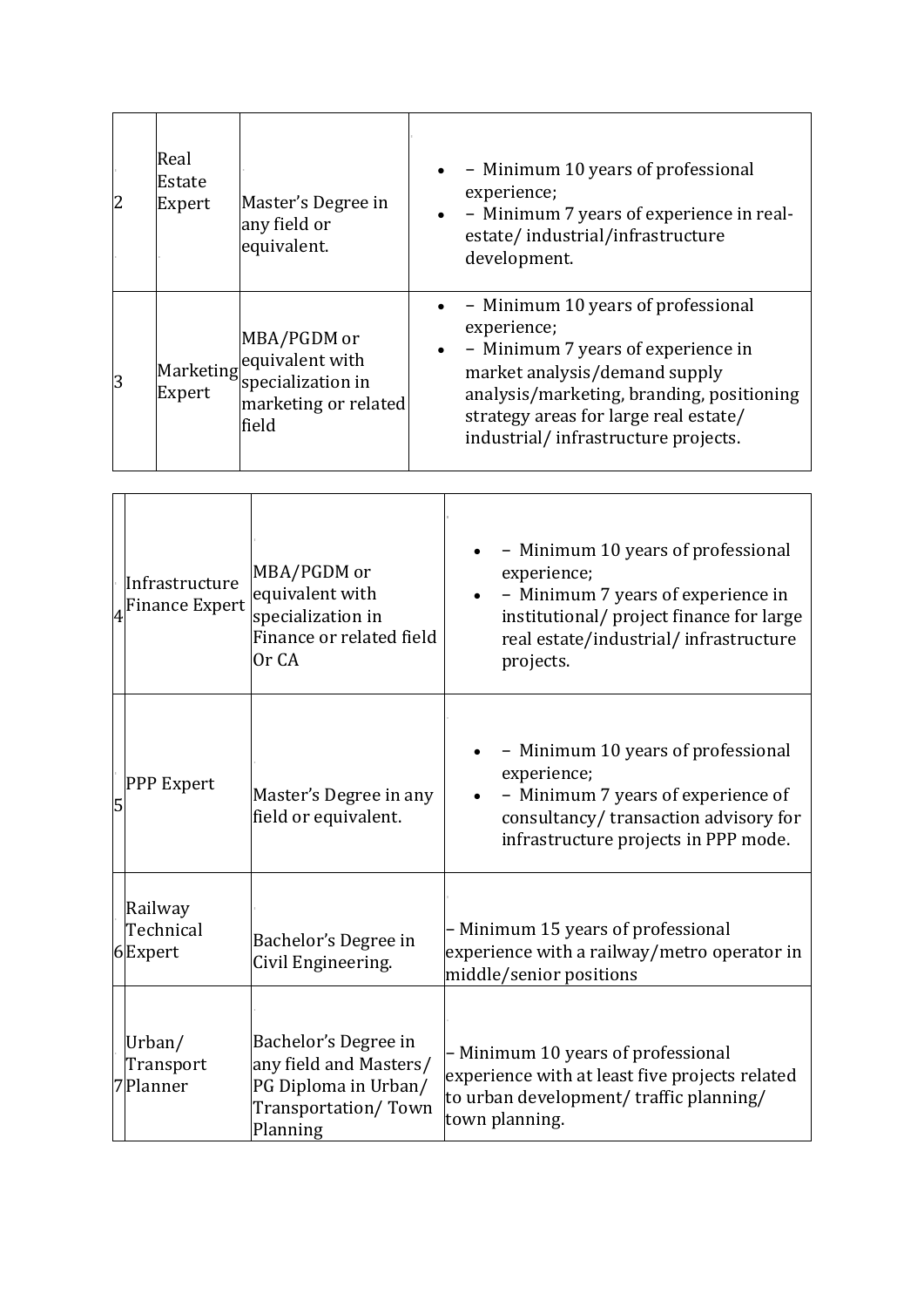| 2 | Real Estate Expert | Master's Degree in any field or equivalent. | • – Minimum 10 years of professional experience;<br>• – Minimum 7 years of experience in real-estate/ industrial/infrastructure development. |
|---|---|---|---|
| 3 | Marketing Expert | MBA/PGDM or equivalent with specialization in marketing or related field | • – Minimum 10 years of professional experience;<br>• – Minimum 7 years of experience in market analysis/demand supply analysis/marketing, branding, positioning strategy areas for large real estate/ industrial/ infrastructure projects. |
| 4 | Infrastructure Finance Expert | MBA/PGDM or equivalent with specialization in Finance or related field Or CA | • – Minimum 10 years of professional experience;<br>• – Minimum 7 years of experience in institutional/ project finance for large real estate/industrial/ infrastructure projects. |
| 5 | PPP Expert | Master's Degree in any field or equivalent. | • – Minimum 10 years of professional experience;<br>• – Minimum 7 years of experience of consultancy/ transaction advisory for infrastructure projects in PPP mode. |
| 6 | Railway Technical Expert | Bachelor's Degree in Civil Engineering. | – Minimum 15 years of professional experience with a railway/metro operator in middle/senior positions |
| 7 | Urban/ Transport Planner | Bachelor's Degree in any field and Masters/ PG Diploma in Urban/ Transportation/ Town Planning | – Minimum 10 years of professional experience with at least five projects related to urban development/ traffic planning/ town planning. |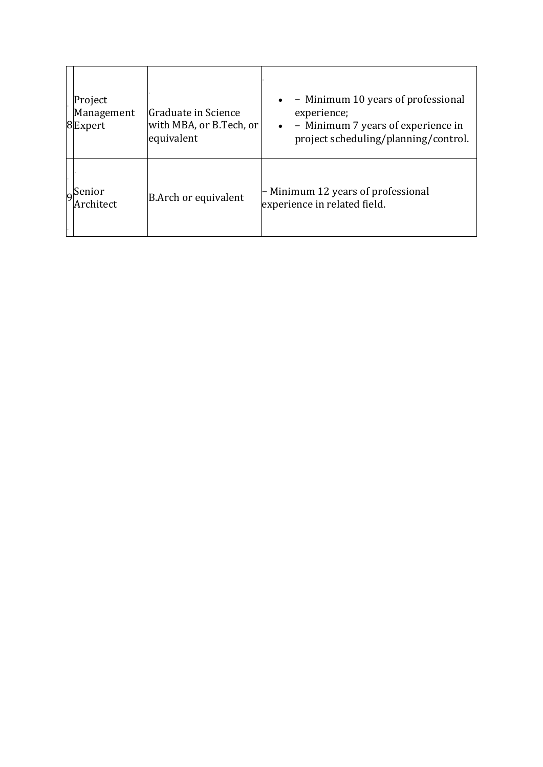| | | | |
|---|---|---|---|
| 8 | Project Management Expert | Graduate in Science with MBA, or B.Tech, or equivalent | • – Minimum 10 years of professional experience;<br>• – Minimum 7 years of experience in project scheduling/planning/control. |
| 9 | Senior Architect | B.Arch or equivalent | – Minimum 12 years of professional experience in related field. |